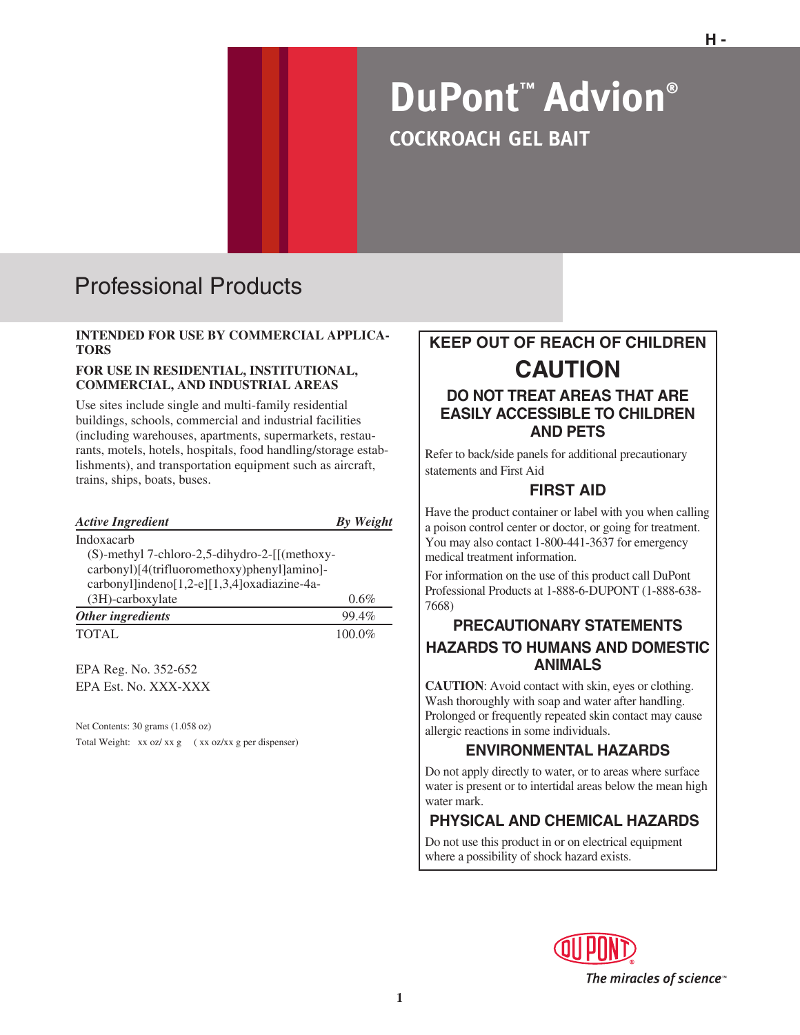# DuPont™ Advion®

## COCKROACH GEL BAIT

## Professional Products

**INTENDED FOR USE BY COMMERCIAL APPLICATORS**

**FOR USE IN RESIDENTIAL, INSTITUTIONAL, COMMERCIAL, AND INDUSTRIAL AREAS**

Use sites include single and multi-family residential buildings, schools, commercial and industrial facilities (including warehouses, apartments, supermarkets, restaurants, motels, hotels, hospitals, food handling/storage establishments), and transportation equipment such as aircraft, trains, ships, boats, buses.

| *Active Ingredient* | *By Weight* |
|---|---|
| Indoxacarb (S)-methyl 7-chloro-2,5-dihydro-2-[[(methoxycarbonyl)[4(trifluoromethoxy)phenyl]amino]-carbonyl]indeno[1,2-e][1,3,4]oxadiazine-4a-(3H)-carboxylate | 0.6% |
| *Other ingredients* | 99.4% |
| TOTAL | 100.0% |

EPA Reg. No. 352-652
EPA Est. No. XXX-XXX

Net Contents: 30 grams (1.058 oz)
Total Weight: xx oz/ xx g ( xx oz/xx g per dispenser)

## KEEP OUT OF REACH OF CHILDREN

## CAUTION

### DO NOT TREAT AREAS THAT ARE EASILY ACCESSIBLE TO CHILDREN AND PETS

Refer to back/side panels for additional precautionary statements and First Aid

### FIRST AID

Have the product container or label with you when calling a poison control center or doctor, or going for treatment. You may also contact 1-800-441-3637 for emergency medical treatment information.

For information on the use of this product call DuPont Professional Products at 1-888-6-DUPONT (1-888-638-7668)

### PRECAUTIONARY STATEMENTS

### HAZARDS TO HUMANS AND DOMESTIC ANIMALS

**CAUTION**: Avoid contact with skin, eyes or clothing. Wash thoroughly with soap and water after handling. Prolonged or frequently repeated skin contact may cause allergic reactions in some individuals.

### ENVIRONMENTAL HAZARDS

Do not apply directly to water, or to areas where surface water is present or to intertidal areas below the mean high water mark.

### PHYSICAL AND CHEMICAL HAZARDS

Do not use this product in or on electrical equipment where a possibility of shock hazard exists.

DUPONT®
*The miracles of science™*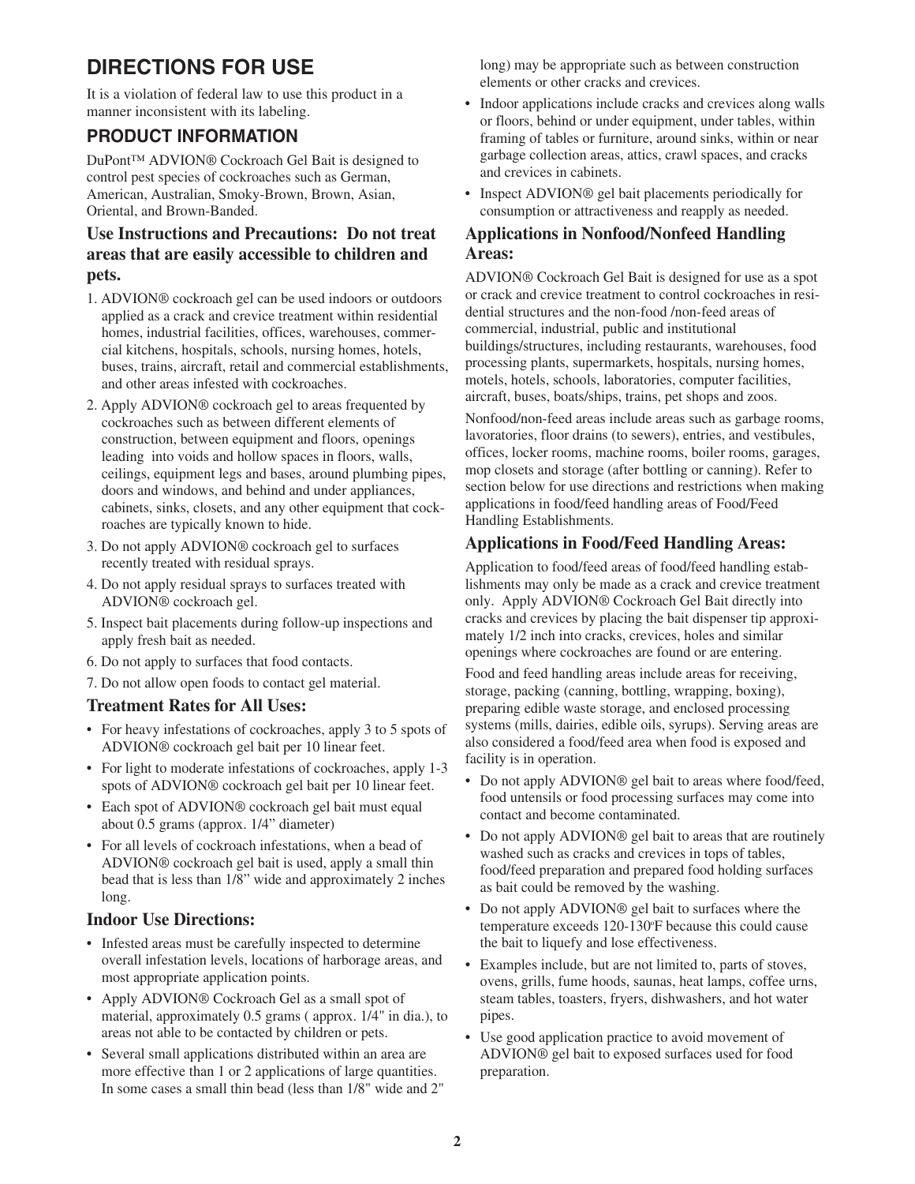# DIRECTIONS FOR USE

It is a violation of federal law to use this product in a manner inconsistent with its labeling.

## PRODUCT INFORMATION

DuPont™ ADVION® Cockroach Gel Bait is designed to control pest species of cockroaches such as German, American, Australian, Smoky-Brown, Brown, Asian, Oriental, and Brown-Banded.

### Use Instructions and Precautions: Do not treat areas that are easily accessible to children and pets.

1. ADVION® cockroach gel can be used indoors or outdoors applied as a crack and crevice treatment within residential homes, industrial facilities, offices, warehouses, commercial kitchens, hospitals, schools, nursing homes, hotels, buses, trains, aircraft, retail and commercial establishments, and other areas infested with cockroaches.
2. Apply ADVION® cockroach gel to areas frequented by cockroaches such as between different elements of construction, between equipment and floors, openings leading into voids and hollow spaces in floors, walls, ceilings, equipment legs and bases, around plumbing pipes, doors and windows, and behind and under appliances, cabinets, sinks, closets, and any other equipment that cockroaches are typically known to hide.
3. Do not apply ADVION® cockroach gel to surfaces recently treated with residual sprays.
4. Do not apply residual sprays to surfaces treated with ADVION® cockroach gel.
5. Inspect bait placements during follow-up inspections and apply fresh bait as needed.
6. Do not apply to surfaces that food contacts.
7. Do not allow open foods to contact gel material.

### Treatment Rates for All Uses:

- For heavy infestations of cockroaches, apply 3 to 5 spots of ADVION® cockroach gel bait per 10 linear feet.
- For light to moderate infestations of cockroaches, apply 1-3 spots of ADVION® cockroach gel bait per 10 linear feet.
- Each spot of ADVION® cockroach gel bait must equal about 0.5 grams (approx. 1/4" diameter)
- For all levels of cockroach infestations, when a bead of ADVION® cockroach gel bait is used, apply a small thin bead that is less than 1/8" wide and approximately 2 inches long.

### Indoor Use Directions:

- Infested areas must be carefully inspected to determine overall infestation levels, locations of harborage areas, and most appropriate application points.
- Apply ADVION® Cockroach Gel as a small spot of material, approximately 0.5 grams ( approx. 1/4" in dia.), to areas not able to be contacted by children or pets.
- Several small applications distributed within an area are more effective than 1 or 2 applications of large quantities. In some cases a small thin bead (less than 1/8" wide and 2" long) may be appropriate such as between construction elements or other cracks and crevices.
- Indoor applications include cracks and crevices along walls or floors, behind or under equipment, under tables, within framing of tables or furniture, around sinks, within or near garbage collection areas, attics, crawl spaces, and cracks and crevices in cabinets.
- Inspect ADVION® gel bait placements periodically for consumption or attractiveness and reapply as needed.

### Applications in Nonfood/Nonfeed Handling Areas:

ADVION® Cockroach Gel Bait is designed for use as a spot or crack and crevice treatment to control cockroaches in residential structures and the non-food /non-feed areas of commercial, industrial, public and institutional buildings/structures, including restaurants, warehouses, food processing plants, supermarkets, hospitals, nursing homes, motels, hotels, schools, laboratories, computer facilities, aircraft, buses, boats/ships, trains, pet shops and zoos.

Nonfood/non-feed areas include areas such as garbage rooms, lavoratories, floor drains (to sewers), entries, and vestibules, offices, locker rooms, machine rooms, boiler rooms, garages, mop closets and storage (after bottling or canning). Refer to section below for use directions and restrictions when making applications in food/feed handling areas of Food/Feed Handling Establishments.

### Applications in Food/Feed Handling Areas:

Application to food/feed areas of food/feed handling establishments may only be made as a crack and crevice treatment only. Apply ADVION® Cockroach Gel Bait directly into cracks and crevices by placing the bait dispenser tip approximately 1/2 inch into cracks, crevices, holes and similar openings where cockroaches are found or are entering.

Food and feed handling areas include areas for receiving, storage, packing (canning, bottling, wrapping, boxing), preparing edible waste storage, and enclosed processing systems (mills, dairies, edible oils, syrups). Serving areas are also considered a food/feed area when food is exposed and facility is in operation.

- Do not apply ADVION® gel bait to areas where food/feed, food untensils or food processing surfaces may come into contact and become contaminated.
- Do not apply ADVION® gel bait to areas that are routinely washed such as cracks and crevices in tops of tables, food/feed preparation and prepared food holding surfaces as bait could be removed by the washing.
- Do not apply ADVION® gel bait to surfaces where the temperature exceeds 120-130ºF because this could cause the bait to liquefy and lose effectiveness.
- Examples include, but are not limited to, parts of stoves, ovens, grills, fume hoods, saunas, heat lamps, coffee urns, steam tables, toasters, fryers, dishwashers, and hot water pipes.
- Use good application practice to avoid movement of ADVION® gel bait to exposed surfaces used for food preparation.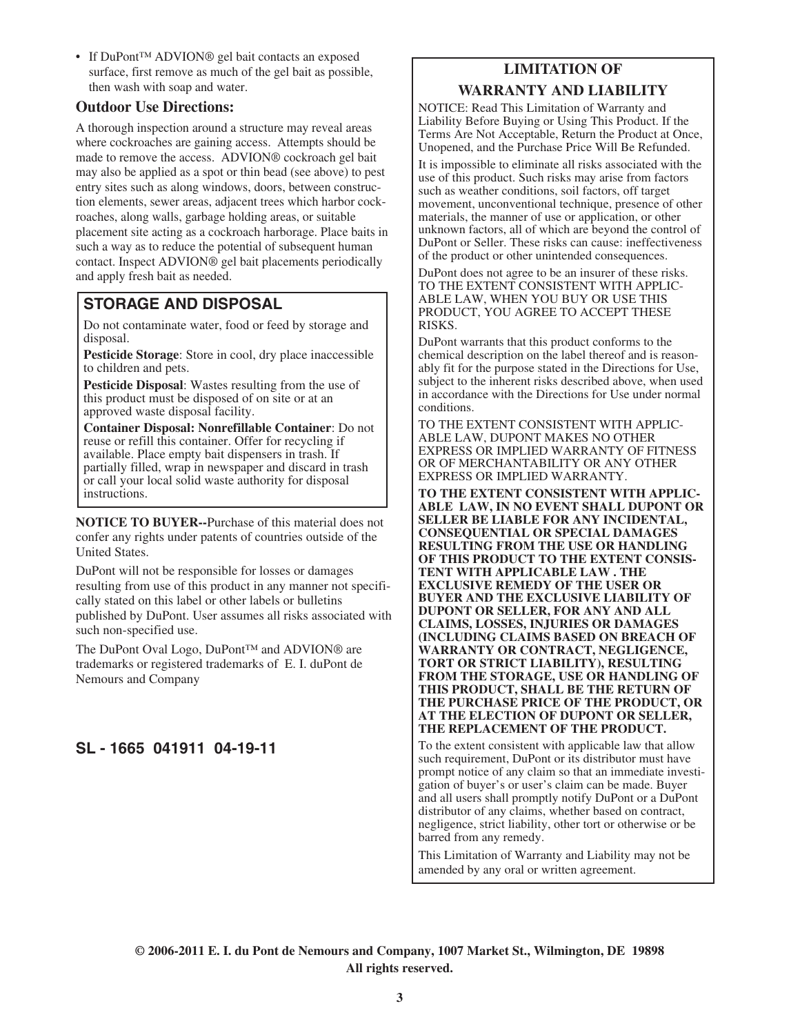- If DuPont™ ADVION® gel bait contacts an exposed surface, first remove as much of the gel bait as possible, then wash with soap and water.

### Outdoor Use Directions:

A thorough inspection around a structure may reveal areas where cockroaches are gaining access. Attempts should be made to remove the access. ADVION® cockroach gel bait may also be applied as a spot or thin bead (see above) to pest entry sites such as along windows, doors, between construction elements, sewer areas, adjacent trees which harbor cockroaches, along walls, garbage holding areas, or suitable placement site acting as a cockroach harborage. Place baits in such a way as to reduce the potential of subsequent human contact. Inspect ADVION® gel bait placements periodically and apply fresh bait as needed.

## STORAGE AND DISPOSAL

Do not contaminate water, food or feed by storage and disposal.

**Pesticide Storage**: Store in cool, dry place inaccessible to children and pets.

**Pesticide Disposal**: Wastes resulting from the use of this product must be disposed of on site or at an approved waste disposal facility.

**Container Disposal: Nonrefillable Container**: Do not reuse or refill this container. Offer for recycling if available. Place empty bait dispensers in trash. If partially filled, wrap in newspaper and discard in trash or call your local solid waste authority for disposal instructions.

**NOTICE TO BUYER--**Purchase of this material does not confer any rights under patents of countries outside of the United States.

DuPont will not be responsible for losses or damages resulting from use of this product in any manner not specifically stated on this label or other labels or bulletins published by DuPont. User assumes all risks associated with such non-specified use.

The DuPont Oval Logo, DuPont™ and ADVION® are trademarks or registered trademarks of E. I. duPont de Nemours and Company

**SL - 1665 041911 04-19-11**

## LIMITATION OF WARRANTY AND LIABILITY

NOTICE: Read This Limitation of Warranty and Liability Before Buying or Using This Product. If the Terms Are Not Acceptable, Return the Product at Once, Unopened, and the Purchase Price Will Be Refunded.

It is impossible to eliminate all risks associated with the use of this product. Such risks may arise from factors such as weather conditions, soil factors, off target movement, unconventional technique, presence of other materials, the manner of use or application, or other unknown factors, all of which are beyond the control of DuPont or Seller. These risks can cause: ineffectiveness of the product or other unintended consequences.

DuPont does not agree to be an insurer of these risks. TO THE EXTENT CONSISTENT WITH APPLICABLE LAW, WHEN YOU BUY OR USE THIS PRODUCT, YOU AGREE TO ACCEPT THESE RISKS.

DuPont warrants that this product conforms to the chemical description on the label thereof and is reasonably fit for the purpose stated in the Directions for Use, subject to the inherent risks described above, when used in accordance with the Directions for Use under normal conditions.

TO THE EXTENT CONSISTENT WITH APPLICABLE LAW, DUPONT MAKES NO OTHER EXPRESS OR IMPLIED WARRANTY OF FITNESS OR OF MERCHANTABILITY OR ANY OTHER EXPRESS OR IMPLIED WARRANTY.

**TO THE EXTENT CONSISTENT WITH APPLICABLE LAW, IN NO EVENT SHALL DUPONT OR SELLER BE LIABLE FOR ANY INCIDENTAL, CONSEQUENTIAL OR SPECIAL DAMAGES RESULTING FROM THE USE OR HANDLING OF THIS PRODUCT TO THE EXTENT CONSISTENT WITH APPLICABLE LAW . THE EXCLUSIVE REMEDY OF THE USER OR BUYER AND THE EXCLUSIVE LIABILITY OF DUPONT OR SELLER, FOR ANY AND ALL CLAIMS, LOSSES, INJURIES OR DAMAGES (INCLUDING CLAIMS BASED ON BREACH OF WARRANTY OR CONTRACT, NEGLIGENCE, TORT OR STRICT LIABILITY), RESULTING FROM THE STORAGE, USE OR HANDLING OF THIS PRODUCT, SHALL BE THE RETURN OF THE PURCHASE PRICE OF THE PRODUCT, OR AT THE ELECTION OF DUPONT OR SELLER, THE REPLACEMENT OF THE PRODUCT.**

To the extent consistent with applicable law that allow such requirement, DuPont or its distributor must have prompt notice of any claim so that an immediate investigation of buyer's or user's claim can be made. Buyer and all users shall promptly notify DuPont or a DuPont distributor of any claims, whether based on contract, negligence, strict liability, other tort or otherwise or be barred from any remedy.

This Limitation of Warranty and Liability may not be amended by any oral or written agreement.

**© 2006-2011 E. I. du Pont de Nemours and Company, 1007 Market St., Wilmington, DE 19898**
**All rights reserved.**